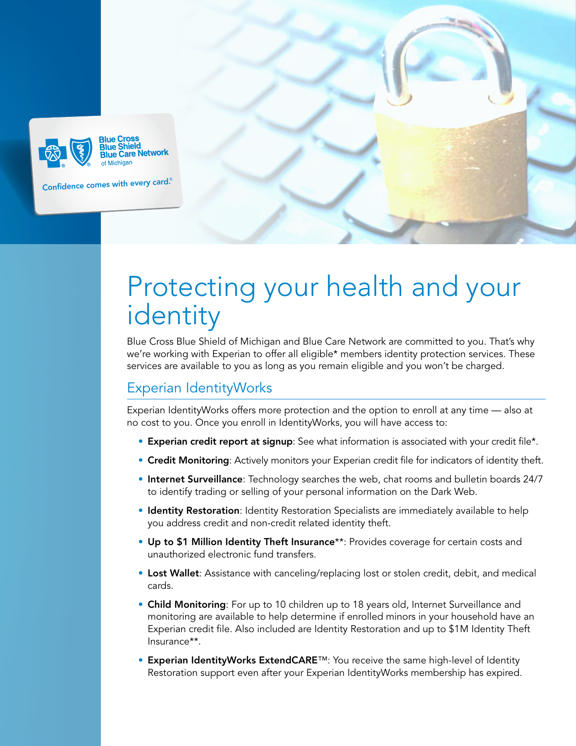# Protecting your health and your identity

Blue Cross Blue Shield of Michigan and Blue Care Network are committed to you. That's why we're working with Experian to offer all eligible* members identity protection services. These services are available to you as long as you remain eligible and you won't be charged.

## Experian IdentityWorks

Experian IdentityWorks offers more protection and the option to enroll at any time — also at no cost to you. Once you enroll in IdentityWorks, you will have access to:

- **Experian credit report at signup**: See what information is associated with your credit file*.
- **Credit Monitoring**: Actively monitors your Experian credit file for indicators of identity theft.
- **Internet Surveillance**: Technology searches the web, chat rooms and bulletin boards 24/7 to identify trading or selling of your personal information on the Dark Web.
- **Identity Restoration**: Identity Restoration Specialists are immediately available to help you address credit and non-credit related identity theft.
- **Up to $1 Million Identity Theft Insurance****: Provides coverage for certain costs and unauthorized electronic fund transfers.
- **Lost Wallet**: Assistance with canceling/replacing lost or stolen credit, debit, and medical cards.
- **Child Monitoring**: For up to 10 children up to 18 years old, Internet Surveillance and monitoring are available to help determine if enrolled minors in your household have an Experian credit file. Also included are Identity Restoration and up to $1M Identity Theft Insurance**.
- **Experian IdentityWorks ExtendCARE™**: You receive the same high-level of Identity Restoration support even after your Experian IdentityWorks membership has expired.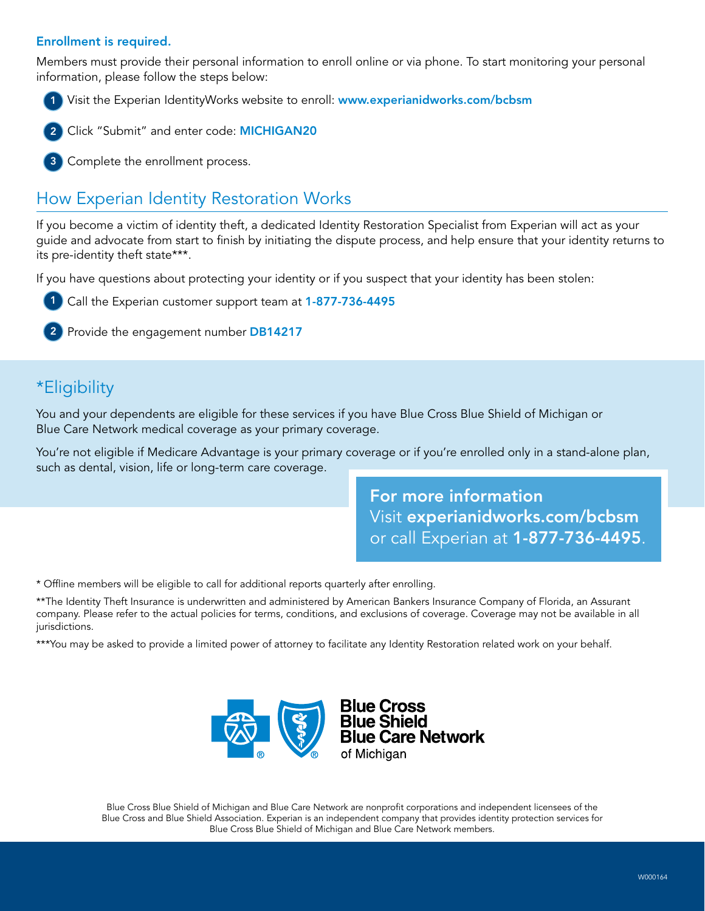**Enrollment is required.**

Members must provide their personal information to enroll online or via phone. To start monitoring your personal information, please follow the steps below:

1. Visit the Experian IdentityWorks website to enroll: **www.experianidworks.com/bcbsm**
2. Click "Submit" and enter code: **MICHIGAN20**
3. Complete the enrollment process.

## How Experian Identity Restoration Works

If you become a victim of identity theft, a dedicated Identity Restoration Specialist from Experian will act as your guide and advocate from start to finish by initiating the dispute process, and help ensure that your identity returns to its pre-identity theft state***.

If you have questions about protecting your identity or if you suspect that your identity has been stolen:

1. Call the Experian customer support team at **1-877-736-4495**
2. Provide the engagement number **DB14217**

## *Eligibility

You and your dependents are eligible for these services if you have Blue Cross Blue Shield of Michigan or Blue Care Network medical coverage as your primary coverage.

You're not eligible if Medicare Advantage is your primary coverage or if you're enrolled only in a stand-alone plan, such as dental, vision, life or long-term care coverage.

**For more information**
Visit **experianidworks.com/bcbsm** or call Experian at **1-877-736-4495**.

\* Offline members will be eligible to call for additional reports quarterly after enrolling.

**The Identity Theft Insurance is underwritten and administered by American Bankers Insurance Company of Florida, an Assurant company. Please refer to the actual policies for terms, conditions, and exclusions of coverage. Coverage may not be available in all jurisdictions.

***You may be asked to provide a limited power of attorney to facilitate any Identity Restoration related work on your behalf.

**Blue Cross Blue Shield Blue Care Network** of Michigan

Blue Cross Blue Shield of Michigan and Blue Care Network are nonprofit corporations and independent licensees of the Blue Cross and Blue Shield Association. Experian is an independent company that provides identity protection services for Blue Cross Blue Shield of Michigan and Blue Care Network members.

W000164